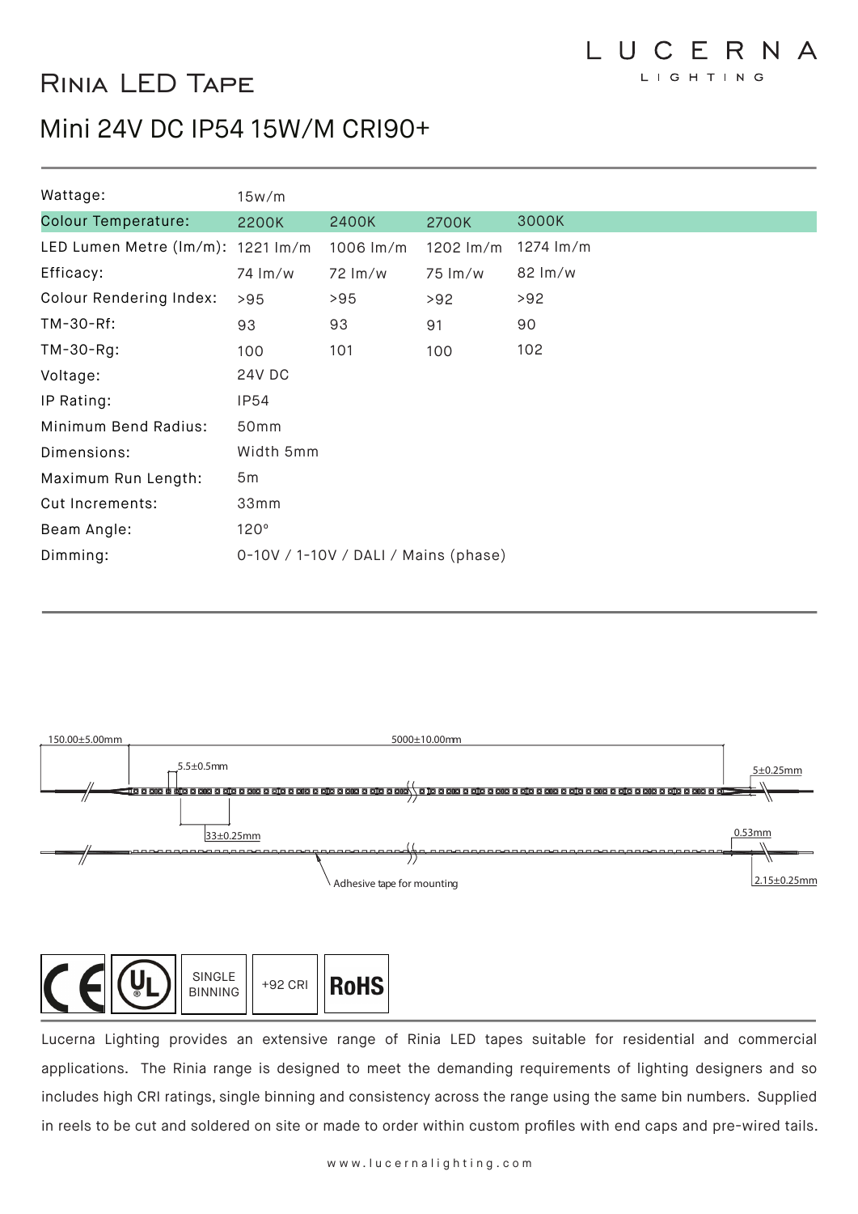LUCERNA LIGHTING

# Rinia LED Tape

## Mini 24V DC IP54 15W/M CRI90+

| | | | | |
|---|---|---|---|---|
| Wattage: | 15w/m | | | |
| Colour Temperature: | 2200K | 2400K | 2700K | 3000K |
| LED Lumen Metre (lm/m): | 1221 lm/m | 1006 lm/m | 1202 lm/m | 1274 lm/m |
| Efficacy: | 74 lm/w | 72 lm/w | 75 lm/w | 82 lm/w |
| Colour Rendering Index: | >95 | >95 | >92 | >92 |
| TM-30-Rf: | 93 | 93 | 91 | 90 |
| TM-30-Rg: | 100 | 101 | 100 | 102 |
| Voltage: | 24V DC | | | |
| IP Rating: | IP54 | | | |
| Minimum Bend Radius: | 50mm | | | |
| Dimensions: | Width 5mm | | | |
| Maximum Run Length: | 5m | | | |
| Cut Increments: | 33mm | | | |
| Beam Angle: | 120° | | | |
| Dimming: | 0-10V / 1-10V / DALI / Mains (phase) | | | |

150.00±5.00mm

5000±10.00mm

5.5±0.5mm

5±0.25mm

33±0.25mm

0.53mm

Adhesive tape for mounting

2.15±0.25mm

CE | UL | SINGLE BINNING | +92 CRI | RoHS

Lucerna Lighting provides an extensive range of Rinia LED tapes suitable for residential and commercial applications. The Rinia range is designed to meet the demanding requirements of lighting designers and so includes high CRI ratings, single binning and consistency across the range using the same bin numbers. Supplied in reels to be cut and soldered on site or made to order within custom profiles with end caps and pre-wired tails.

www.lucernalighting.com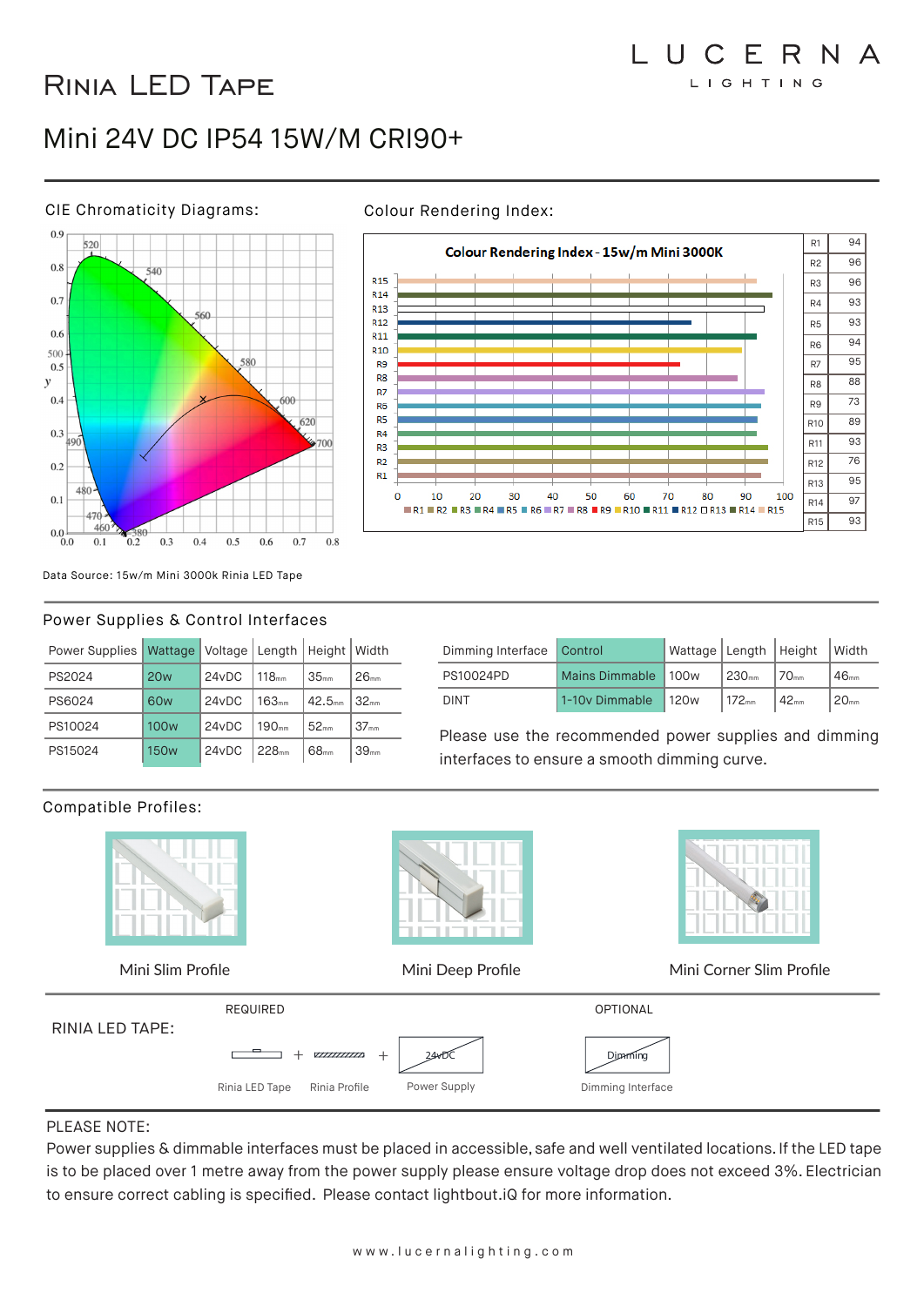# Rinia LED Tape

LUCERNA LIGHTING

## Mini 24V DC IP54 15W/M CRI90+

### CIE Chromaticity Diagrams:

0.9
0.8
0.7
0.6
0.5
0.4
0.3
0.2
0.1
0.0
y
0.0 0.1 0.2 0.3 0.4 0.5 0.6 0.7 0.8
520 540 560 580 600 620 700 500 490 480 470 460 380

### Colour Rendering Index:

Colour Rendering Index - 15w/m Mini 3000K

R15 R14 R13 R12 R11 R10 R9 R8 R7 R6 R5 R4 R3 R2 R1

0 10 20 30 40 50 60 70 80 90 100

R1 R2 R3 R4 R5 R6 R7 R8 R9 R10 R11 R12 R13 R14 R15

| | |
|---|---|
| R1 | 94 |
| R2 | 96 |
| R3 | 96 |
| R4 | 93 |
| R5 | 93 |
| R6 | 94 |
| R7 | 95 |
| R8 | 88 |
| R9 | 73 |
| R10 | 89 |
| R11 | 93 |
| R12 | 76 |
| R13 | 95 |
| R14 | 97 |
| R15 | 93 |

Data Source: 15w/m Mini 3000k Rinia LED Tape

### Power Supplies & Control Interfaces

| Power Supplies | Wattage | Voltage | Length | Height | Width |
|---|---|---|---|---|---|
| PS2024 | 20w | 24vDC | 118mm | 35mm | 26mm |
| PS6024 | 60w | 24vDC | 163mm | 42.5mm | 32mm |
| PS10024 | 100w | 24vDC | 190mm | 52mm | 37mm |
| PS15024 | 150w | 24vDC | 228mm | 68mm | 39mm |

| Dimming Interface | Control | Wattage | Length | Height | Width |
|---|---|---|---|---|---|
| PS10024PD | Mains Dimmable | 100w | 230mm | 70mm | 46mm |
| DINT | 1-10v Dimmable | 120w | 172mm | 42mm | 20mm |

Please use the recommended power supplies and dimming interfaces to ensure a smooth dimming curve.

### Compatible Profiles:

Mini Slim Profile

Mini Deep Profile

Mini Corner Slim Profile

RINIA LED TAPE:

REQUIRED

Rinia LED Tape + Rinia Profile + Power Supply (24vDC)

OPTIONAL

Dimming Interface (Dimming)

PLEASE NOTE:

Power supplies & dimmable interfaces must be placed in accessible, safe and well ventilated locations. If the LED tape is to be placed over 1 metre away from the power supply please ensure voltage drop does not exceed 3%. Electrician to ensure correct cabling is specified. Please contact lightbout.iQ for more information.

www.lucernalighting.com